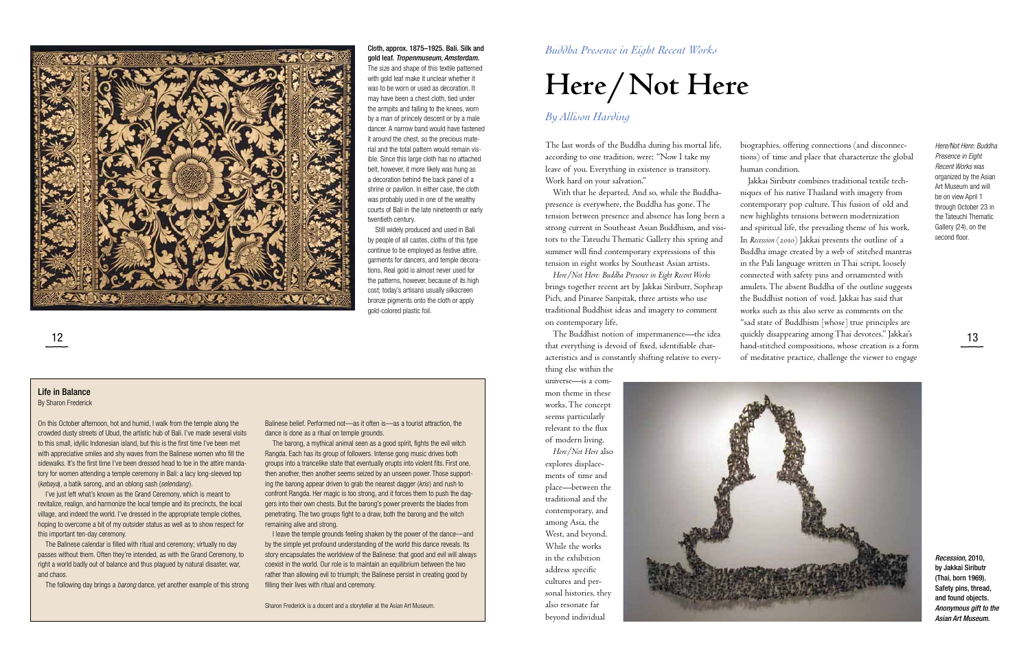**Cloth, approx. 1875–1925. Bali. Silk and gold leaf.** ***Tropenmuseum, Amsterdam.***

The size and shape of this textile patterned with gold leaf make it unclear whether it was to be worn or used as decoration. It may have been a chest cloth, tied under the armpits and falling to the knees, worn by a man of princely descent or by a male dancer. A narrow band would have fastened it around the chest, so the precious material and the total pattern would remain visible. Since this large cloth has no attached belt, however, it more likely was hung as a decoration behind the back panel of a shrine or pavilion. In either case, the cloth was probably used in one of the wealthy courts of Bali in the late nineteenth or early twentieth century.

Still widely produced and used in Bali by people of all castes, cloths of this type continue to be employed as festive attire, garments for dancers, and temple decorations. Real gold is almost never used for the patterns, however, because of its high cost; today's artisans usually silkscreen bronze pigments onto the cloth or apply gold-colored plastic foil.

## Life in Balance

By Sharon Frederick

On this October afternoon, hot and humid, I walk from the temple along the crowded dusty streets of Ubud, the artistic hub of Bali. I've made several visits to this small, idyllic Indonesian island, but this is the first time I've been met with appreciative smiles and shy waves from the Balinese women who fill the sidewalks. It's the first time I've been dressed head to toe in the attire mandatory for women attending a temple ceremony in Bali: a lacy long-sleeved top (*kebaya*), a batik sarong, and an oblong sash (*selendang*).

I've just left what's known as the Grand Ceremony, which is meant to revitalize, realign, and harmonize the local temple and its precincts, the local village, and indeed the world. I've dressed in the appropriate temple clothes, hoping to overcome a bit of my outsider status as well as to show respect for this important ten-day ceremony.

The Balinese calendar is filled with ritual and ceremony; virtually no day passes without them. Often they're intended, as with the Grand Ceremony, to right a world badly out of balance and thus plagued by natural disaster, war, and chaos.

The following day brings a *barong* dance, yet another example of this strong Balinese belief. Performed not—as it often is—as a tourist attraction, the dance is done as a ritual on temple grounds.

The barong, a mythical animal seen as a good spirit, fights the evil witch Rangda. Each has its group of followers. Intense gong music drives both groups into a trancelike state that eventually erupts into violent fits. First one, then another, then another seems seized by an unseen power. Those supporting the barong appear driven to grab the nearest dagger (*kris*) and rush to confront Rangda. Her magic is too strong, and it forces them to push the daggers into their own chests. But the barong's power prevents the blades from penetrating. The two groups fight to a draw, both the barong and the witch remaining alive and strong.

I leave the temple grounds feeling shaken by the power of the dance—and by the simple yet profound understanding of the world this dance reveals. Its story encapsulates the worldview of the Balinese: that good and evil will always coexist in the world. Our role is to maintain an equilibrium between the two rather than allowing evil to triumph; the Balinese persist in creating good by filling their lives with ritual and ceremony.

Sharon Frederick is a docent and a storyteller at the Asian Art Museum.

*Buddha Presence in Eight Recent Works*

# Here/Not Here

*By Allison Harding*

The last words of the Buddha during his mortal life, according to one tradition, were: "Now I take my leave of you. Everything in existence is transitory. Work hard on your salvation."

With that he departed. And so, while the Buddha-presence is everywhere, the Buddha has gone. The tension between presence and absence has long been a strong current in Southeast Asian Buddhism, and visitors to the Tateuchi Thematic Gallery this spring and summer will find contemporary expressions of this tension in eight works by Southeast Asian artists.

*Here/Not Here: Buddha Presence in Eight Recent Works* brings together recent art by Jakkai Siributr, Sopheap Pich, and Pinaree Sanpitak, three artists who use traditional Buddhist ideas and imagery to comment on contemporary life.

The Buddhist notion of impermanence—the idea that everything is devoid of fixed, identifiable characteristics and is constantly shifting relative to everything else within the universe—is a common theme in these works. The concept seems particularly relevant to the flux of modern living.

*Here/Not Here* also explores displacements of time and place—between the traditional and the contemporary, and among Asia, the West, and beyond. While the works in the exhibition address specific cultures and personal histories, they also resonate far beyond individual biographies, offering connections (and disconnections) of time and place that characterize the global human condition.

Jakkai Siributr combines traditional textile techniques of his native Thailand with imagery from contemporary pop culture. This fusion of old and new highlights tensions between modernization and spiritual life, the prevailing theme of his work. In *Recession* (2010) Jakkai presents the outline of a Buddha image created by a web of stitched mantras in the Pali language written in Thai script, loosely connected with safety pins and ornamented with amulets. The absent Buddha of the outline suggests the Buddhist notion of void. Jakkai has said that works such as this also serve as comments on the "sad state of Buddhism [whose] true principles are quickly disappearing among Thai devotees." Jakkai's hand-stitched compositions, whose creation is a form of meditative practice, challenge the viewer to engage

*Here/Not Here: Buddha Presence in Eight Recent Works* was organized by the Asian Art Museum and will be on view April 1 through October 23 in the Tateuchi Thematic Gallery (24), on the second floor.

***Recession*, 2010, by Jakkai Siributr (Thai, born 1969). Safety pins, thread, and found objects.** ***Anonymous gift to the Asian Art Museum.***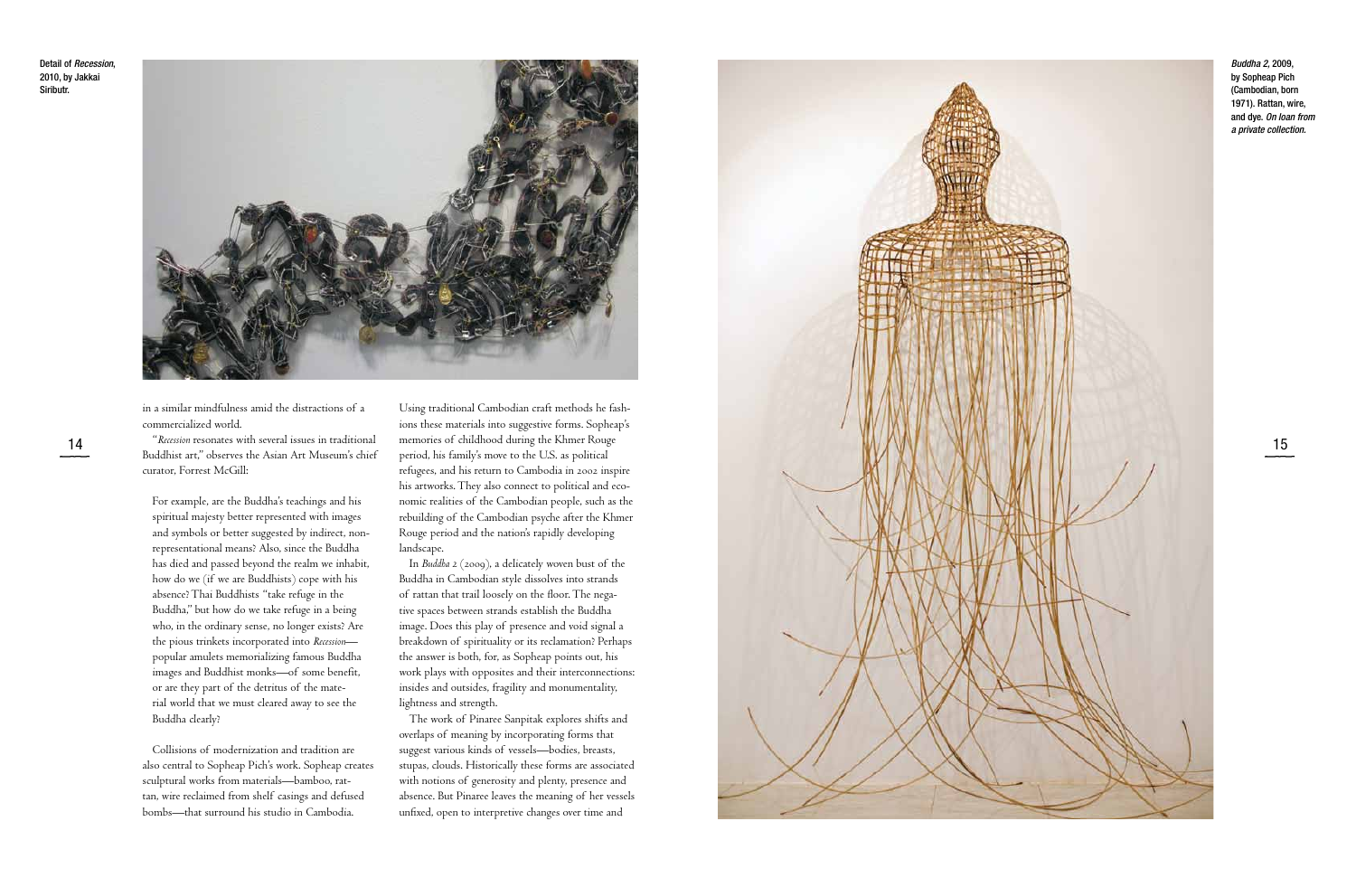Detail of *Recession*, 2010, by Jakkai Siributr.

in a similar mindfulness amid the distractions of a commercialized world.

"*Recession* resonates with several issues in traditional Buddhist art," observes the Asian Art Museum's chief curator, Forrest McGill:

> For example, are the Buddha's teachings and his spiritual majesty better represented with images and symbols or better suggested by indirect, nonrepresentational means? Also, since the Buddha has died and passed beyond the realm we inhabit, how do we (if we are Buddhists) cope with his absence? Thai Buddhists "take refuge in the Buddha," but how do we take refuge in a being who, in the ordinary sense, no longer exists? Are the pious trinkets incorporated into *Recession*—popular amulets memorializing famous Buddha images and Buddhist monks—of some benefit, or are they part of the detritus of the material world that we must cleared away to see the Buddha clearly?

Collisions of modernization and tradition are also central to Sopheap Pich's work. Sopheap creates sculptural works from materials—bamboo, rattan, wire reclaimed from shelf casings and defused bombs—that surround his studio in Cambodia. Using traditional Cambodian craft methods he fashions these materials into suggestive forms. Sopheap's memories of childhood during the Khmer Rouge period, his family's move to the U.S. as political refugees, and his return to Cambodia in 2002 inspire his artworks. They also connect to political and economic realities of the Cambodian people, such as the rebuilding of the Cambodian psyche after the Khmer Rouge period and the nation's rapidly developing landscape.

In *Buddha 2* (2009), a delicately woven bust of the Buddha in Cambodian style dissolves into strands of rattan that trail loosely on the floor. The negative spaces between strands establish the Buddha image. Does this play of presence and void signal a breakdown of spirituality or its reclamation? Perhaps the answer is both, for, as Sopheap points out, his work plays with opposites and their interconnections: insides and outsides, fragility and monumentality, lightness and strength.

The work of Pinaree Sanpitak explores shifts and overlaps of meaning by incorporating forms that suggest various kinds of vessels—bodies, breasts, stupas, clouds. Historically these forms are associated with notions of generosity and plenty, presence and absence. But Pinaree leaves the meaning of her vessels unfixed, open to interpretive changes over time and

*Buddha 2*, 2009, by Sopheap Pich (Cambodian, born 1971). Rattan, wire, and dye. *On loan from a private collection.*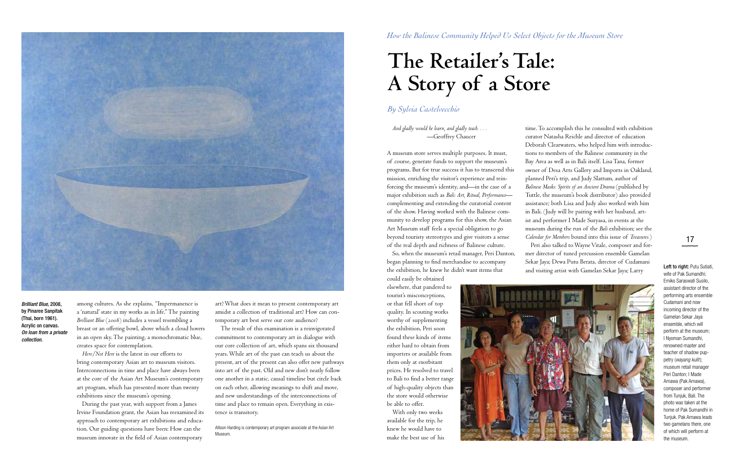*Brilliant Blue,* 2008, by Pinaree Sanpitak (Thai, born 1961). Acrylic on canvas. *On loan from a private collection.*

among cultures. As she explains, "Impermanence is a 'natural' state in my works as in life." The painting *Brilliant Blue* (2008) includes a vessel resembling a breast or an offering bowl, above which a cloud hovers in an open sky. The painting, a monochromatic blue, creates space for contemplation.

*Here/Not Here* is the latest in our efforts to bring contemporary Asian art to museum visitors. Interconnections in time and place have always been at the core of the Asian Art Museum's contemporary art program, which has presented more than twenty exhibitions since the museum's opening.

During the past year, with support from a James Irvine Foundation grant, the Asian has reexamined its approach to contemporary art exhibitions and education. Our guiding questions have been: How can the museum innovate in the field of Asian contemporary art? What does it mean to present contemporary art amidst a collection of traditional art? How can contemporary art best serve our core audience?

The result of this examination is a reinvigorated commitment to contemporary art in dialogue with our core collection of art, which spans six thousand years. While art of the past can teach us about the present, art of the present can also offer new pathways into art of the past. Old and new don't neatly follow one another in a static, causal timeline but circle back on each other, allowing meanings to shift and move, and new understandings of the interconnections of time and place to remain open. Everything in existence is transitory.

Allison Harding is contemporary art program associate at the Asian Art Museum.

*How the Balinese Community Helped Us Select Objects for the Museum Store*

# The Retailer's Tale: A Story of a Store

*By Sylvia Castelvecchio*

*And gladly would he learn, and gladly teach. . . .*
—Geoffrey Chaucer

A museum store serves multiple purposes. It must, of course, generate funds to support the museum's programs. But for true success it has to transcend this mission, enriching the visitor's experience and reinforcing the museum's identity, and—in the case of a major exhibition such as *Bali: Art, Ritual, Performance*—complementing and extending the curatorial content of the show. Having worked with the Balinese community to develop programs for this show, the Asian Art Museum staff feels a special obligation to go beyond touristy stereotypes and give visitors a sense of the real depth and richness of Balinese culture.

So, when the museum's retail manager, Peri Danton, began planning to find merchandise to accompany the exhibition, he knew he didn't want items that could easily be obtained elsewhere, that pandered to tourist's misconceptions, or that fell short of top quality. In scouting works worthy of supplementing the exhibition, Peri soon found these kinds of items either hard to obtain from importers or available from them only at exorbitant prices. He resolved to travel to Bali to find a better range of high-quality objects than the store would otherwise be able to offer.

With only two weeks available for the trip, he knew he would have to make the best use of his time. To accomplish this he consulted with exhibition curator Natasha Reichle and director of education Deborah Clearwaters, who helped him with introductions to members of the Balinese community in the Bay Area as well as in Bali itself. Lisa Tana, former owner of Desa Arts Gallery and Imports in Oakland, planned Peri's trip, and Judy Slattum, author of *Balinese Masks: Spirits of an Ancient Drama* (published by Tuttle, the museum's book distributor) also provided assistance; both Lisa and Judy also worked with him in Bali. (Judy will be pairing with her husband, artist and performer I Made Suryasa, in events at the museum during the run of the *Bali* exhibition; see the *Calendar for Members* bound into this issue of *Treasures.*)

Peri also talked to Wayne Vitale, composer and former director of tuned percussion ensemble Gamelan Sekar Jaya; Dewa Putu Berata, director of Cudamani and visiting artist with Gamelan Sekar Jaya; Larry

**Left to right:** Putu Sutiati, wife of Pak Sumandhi; Emiko Saraswati Susilo, assistant director of the performing arts ensemble Cudamani and now incoming director of the Gamelan Sekar Jaya ensemble, which will perform at the museum; I Nyoman Sumandhi, renowned master and teacher of shadow puppetry (*wayang kulit*); museum retail manager Peri Danton; I Made Arnawa (Pak Arnawa), composer and performer from Tunjuk, Bali. The photo was taken at the home of Pak Sumandhi in Tunjuk. Pak Arnawa leads two gamelans there, one of which will perform at the museum.